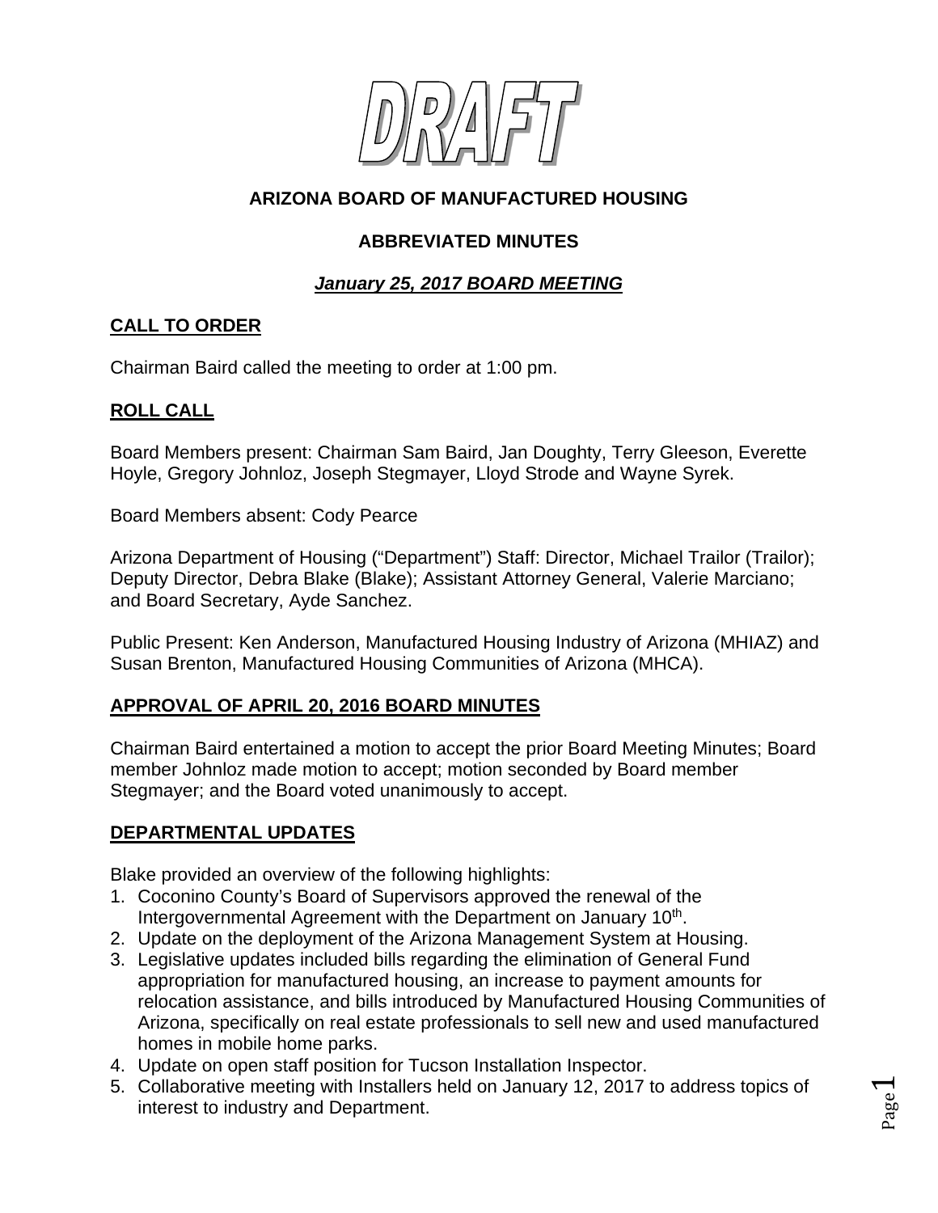# DRAFT

## ARIZONA BOARD OF MANUFACTURED HOUSING

## ABBREVIATED MINUTES

## ***January 25, 2017 BOARD MEETING***

### CALL TO ORDER

Chairman Baird called the meeting to order at 1:00 pm.

### ROLL CALL

Board Members present: Chairman Sam Baird, Jan Doughty, Terry Gleeson, Everette Hoyle, Gregory Johnloz, Joseph Stegmayer, Lloyd Strode and Wayne Syrek.

Board Members absent: Cody Pearce

Arizona Department of Housing ("Department") Staff: Director, Michael Trailor (Trailor); Deputy Director, Debra Blake (Blake); Assistant Attorney General, Valerie Marciano; and Board Secretary, Ayde Sanchez.

Public Present: Ken Anderson, Manufactured Housing Industry of Arizona (MHIAZ) and Susan Brenton, Manufactured Housing Communities of Arizona (MHCA).

### APPROVAL OF APRIL 20, 2016 BOARD MINUTES

Chairman Baird entertained a motion to accept the prior Board Meeting Minutes; Board member Johnloz made motion to accept; motion seconded by Board member Stegmayer; and the Board voted unanimously to accept.

### DEPARTMENTAL UPDATES

Blake provided an overview of the following highlights:

1. Coconino County's Board of Supervisors approved the renewal of the Intergovernmental Agreement with the Department on January 10th.
2. Update on the deployment of the Arizona Management System at Housing.
3. Legislative updates included bills regarding the elimination of General Fund appropriation for manufactured housing, an increase to payment amounts for relocation assistance, and bills introduced by Manufactured Housing Communities of Arizona, specifically on real estate professionals to sell new and used manufactured homes in mobile home parks.
4. Update on open staff position for Tucson Installation Inspector.
5. Collaborative meeting with Installers held on January 12, 2017 to address topics of interest to industry and Department.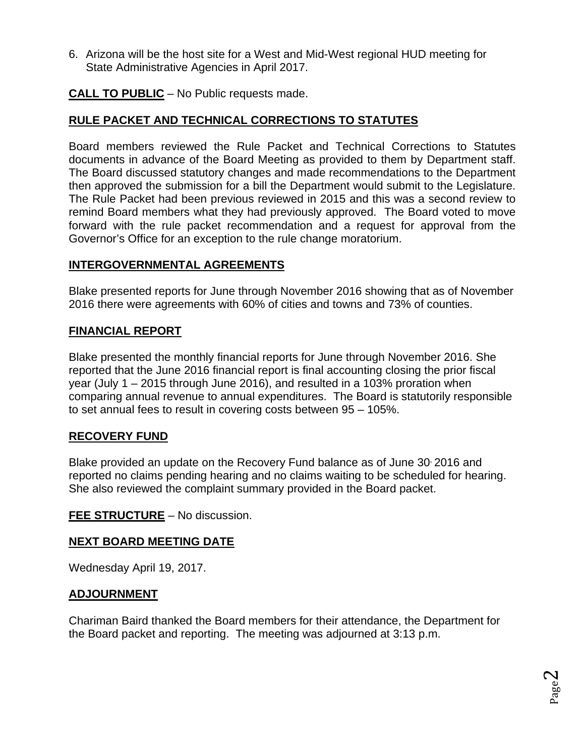6. Arizona will be the host site for a West and Mid-West regional HUD meeting for State Administrative Agencies in April 2017.

**CALL TO PUBLIC** – No Public requests made.

**RULE PACKET AND TECHNICAL CORRECTIONS TO STATUTES**

Board members reviewed the Rule Packet and Technical Corrections to Statutes documents in advance of the Board Meeting as provided to them by Department staff. The Board discussed statutory changes and made recommendations to the Department then approved the submission for a bill the Department would submit to the Legislature. The Rule Packet had been previous reviewed in 2015 and this was a second review to remind Board members what they had previously approved. The Board voted to move forward with the rule packet recommendation and a request for approval from the Governor's Office for an exception to the rule change moratorium.

**INTERGOVERNMENTAL AGREEMENTS**

Blake presented reports for June through November 2016 showing that as of November 2016 there were agreements with 60% of cities and towns and 73% of counties.

**FINANCIAL REPORT**

Blake presented the monthly financial reports for June through November 2016. She reported that the June 2016 financial report is final accounting closing the prior fiscal year (July 1 – 2015 through June 2016), and resulted in a 103% proration when comparing annual revenue to annual expenditures. The Board is statutorily responsible to set annual fees to result in covering costs between 95 – 105%.

**RECOVERY FUND**

Blake provided an update on the Recovery Fund balance as of June 30, 2016 and reported no claims pending hearing and no claims waiting to be scheduled for hearing. She also reviewed the complaint summary provided in the Board packet.

**FEE STRUCTURE** – No discussion.

**NEXT BOARD MEETING DATE**

Wednesday April 19, 2017.

**ADJOURNMENT**

Chariman Baird thanked the Board members for their attendance, the Department for the Board packet and reporting. The meeting was adjourned at 3:13 p.m.